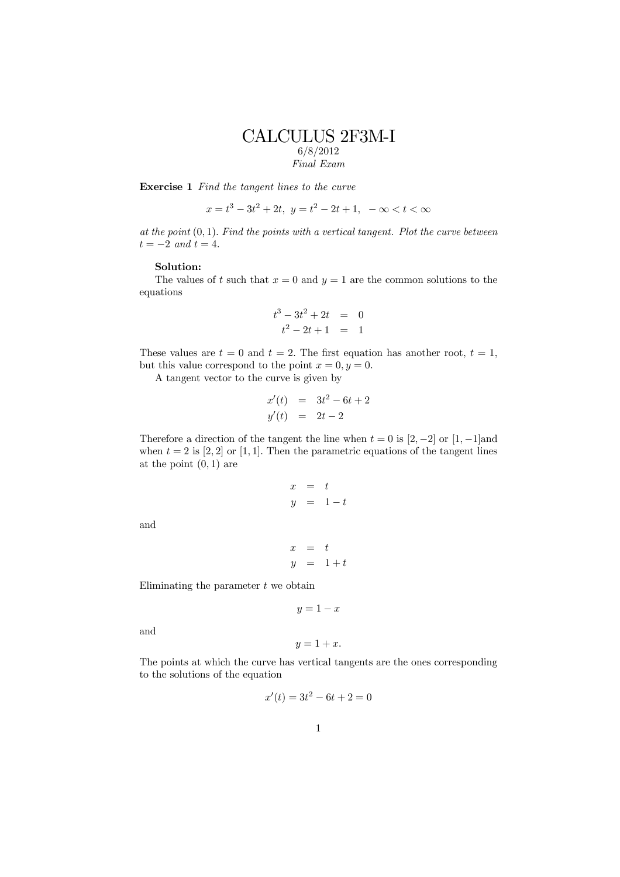# CALCULUS 2F3M-I

6/8/2012

*Final Exam*

**Exercise 1** *Find the tangent lines to the curve*

$$x = t^3 - 3t^2 + 2t, \; y = t^2 - 2t + 1, \; -\infty < t < \infty$$

*at the point* $(0, 1)$*. Find the points with a vertical tangent. Plot the curve between* $t = -2$ *and* $t = 4$*.*

**Solution:**

The values of $t$ such that $x = 0$ and $y = 1$ are the common solutions to the equations

$$\begin{aligned} t^3 - 3t^2 + 2t &= 0 \\ t^2 - 2t + 1 &= 1 \end{aligned}$$

These values are $t = 0$ and $t = 2$. The first equation has another root, $t = 1$, but this value correspond to the point $x = 0, y = 0$.

A tangent vector to the curve is given by

$$\begin{aligned} x'(t) &= 3t^2 - 6t + 2 \\ y'(t) &= 2t - 2 \end{aligned}$$

Therefore a direction of the tangent the line when $t = 0$ is $[2, -2]$ or $[1, -1]$and when $t = 2$ is $[2, 2]$ or $[1, 1]$. Then the parametric equations of the tangent lines at the point $(0, 1)$ are

$$\begin{aligned} x &= t \\ y &= 1 - t \end{aligned}$$

and

$$\begin{aligned} x &= t \\ y &= 1 + t \end{aligned}$$

Eliminating the parameter $t$ we obtain

$$y = 1 - x$$

and

$$y = 1 + x.$$

The points at which the curve has vertical tangents are the ones corresponding to the solutions of the equation

$$x'(t) = 3t^2 - 6t + 2 = 0$$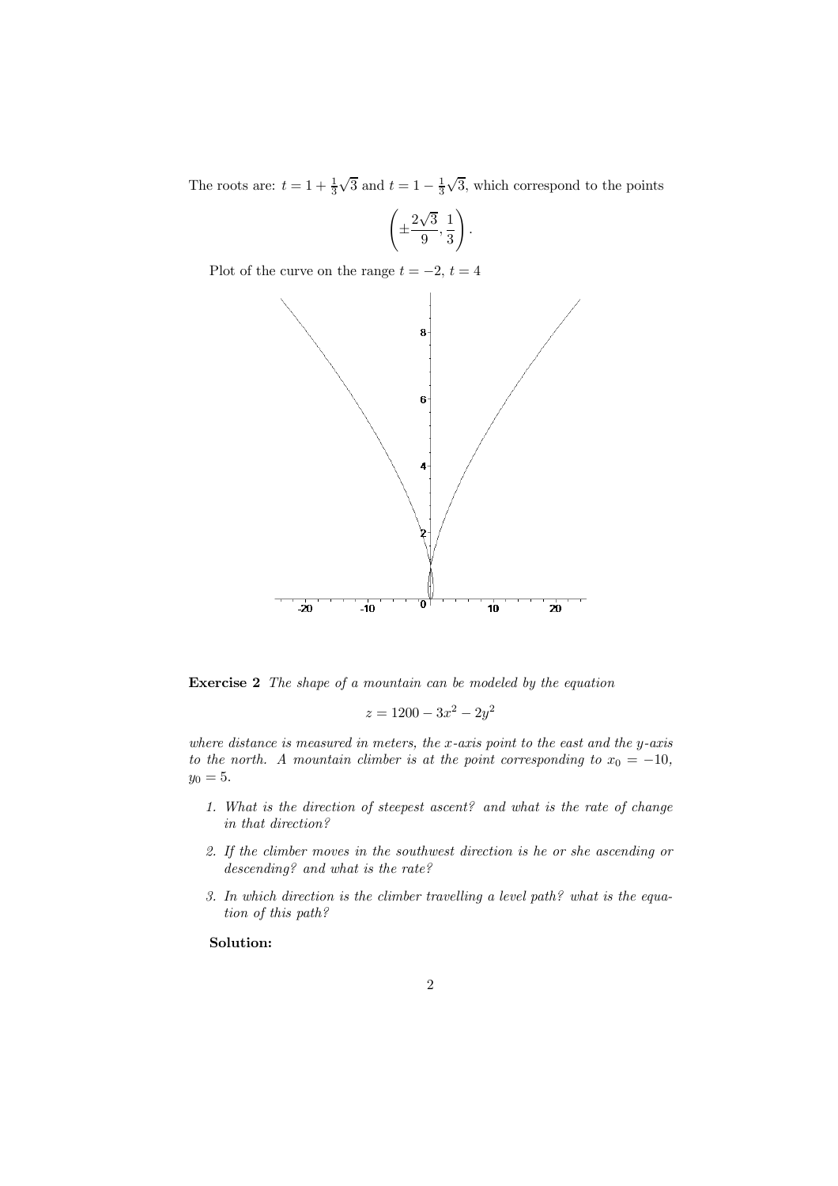The roots are: $t = 1 + \frac{1}{3}\sqrt{3}$ and $t = 1 - \frac{1}{3}\sqrt{3}$, which correspond to the points

$$\left( \pm \frac{2\sqrt{3}}{9}, \frac{1}{3} \right).$$

Plot of the curve on the range $t = -2$, $t = 4$

**Exercise 2** *The shape of a mountain can be modeled by the equation*

$$z = 1200 - 3x^2 - 2y^2$$

*where distance is measured in meters, the x-axis point to the east and the y-axis to the north. A mountain climber is at the point corresponding to* $x_0 = -10$, $y_0 = 5$.

1. *What is the direction of steepest ascent? and what is the rate of change in that direction?*
2. *If the climber moves in the southwest direction is he or she ascending or descending? and what is the rate?*
3. *In which direction is the climber travelling a level path? what is the equation of this path?*

**Solution:**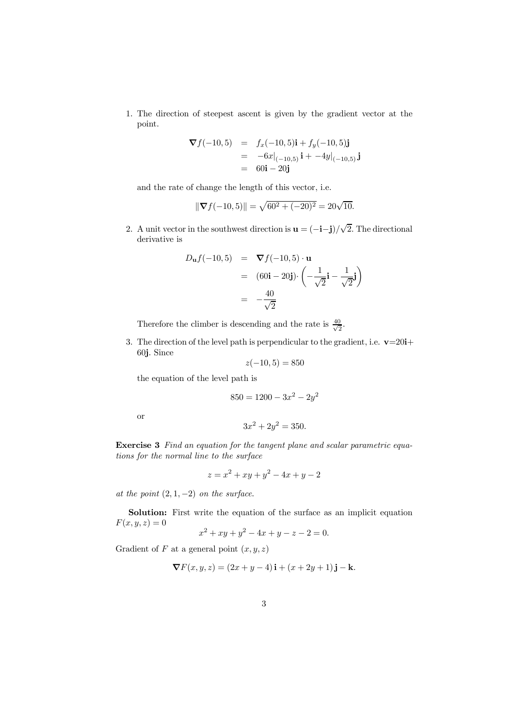1. The direction of steepest ascent is given by the gradient vector at the point.

$$\begin{aligned}
\nabla f(-10,5) &= f_x(-10,5)\mathbf{i} + f_y(-10,5)\mathbf{j} \\
&= -6x|_{(-10,5)}\,\mathbf{i} + -4y|_{(-10,5)}\,\mathbf{j} \\
&= 60\mathbf{i} - 20\mathbf{j}
\end{aligned}$$

and the rate of change the length of this vector, i.e.

$$\|\nabla f(-10,5)\| = \sqrt{60^2 + (-20)^2} = 20\sqrt{10}.$$

2. A unit vector in the southwest direction is $\mathbf{u} = (-\mathbf{i} - \mathbf{j})/\sqrt{2}$. The directional derivative is

$$\begin{aligned}
D_{\mathbf{u}} f(-10,5) &= \nabla f(-10,5) \cdot \mathbf{u} \\
&= (60\mathbf{i} - 20\mathbf{j}) \cdot \left(-\frac{1}{\sqrt{2}}\mathbf{i} - \frac{1}{\sqrt{2}}\mathbf{j}\right) \\
&= -\frac{40}{\sqrt{2}}
\end{aligned}$$

Therefore the climber is descending and the rate is $\frac{40}{\sqrt{2}}$.

3. The direction of the level path is perpendicular to the gradient, i.e. $\mathbf{v}=20\mathbf{i}+60\mathbf{j}$. Since

$$z(-10,5) = 850$$

the equation of the level path is

$$850 = 1200 - 3x^2 - 2y^2$$

or

$$3x^2 + 2y^2 = 350.$$

**Exercise 3** *Find an equation for the tangent plane and scalar parametric equations for the normal line to the surface*

$$z = x^2 + xy + y^2 - 4x + y - 2$$

*at the point* $(2, 1, -2)$ *on the surface.*

**Solution:** First write the equation of the surface as an implicit equation $F(x, y, z) = 0$

$$x^2 + xy + y^2 - 4x + y - z - 2 = 0.$$

Gradient of $F$ at a general point $(x, y, z)$

$$\nabla F(x,y,z) = (2x + y - 4)\,\mathbf{i} + (x + 2y + 1)\,\mathbf{j} - \mathbf{k}.$$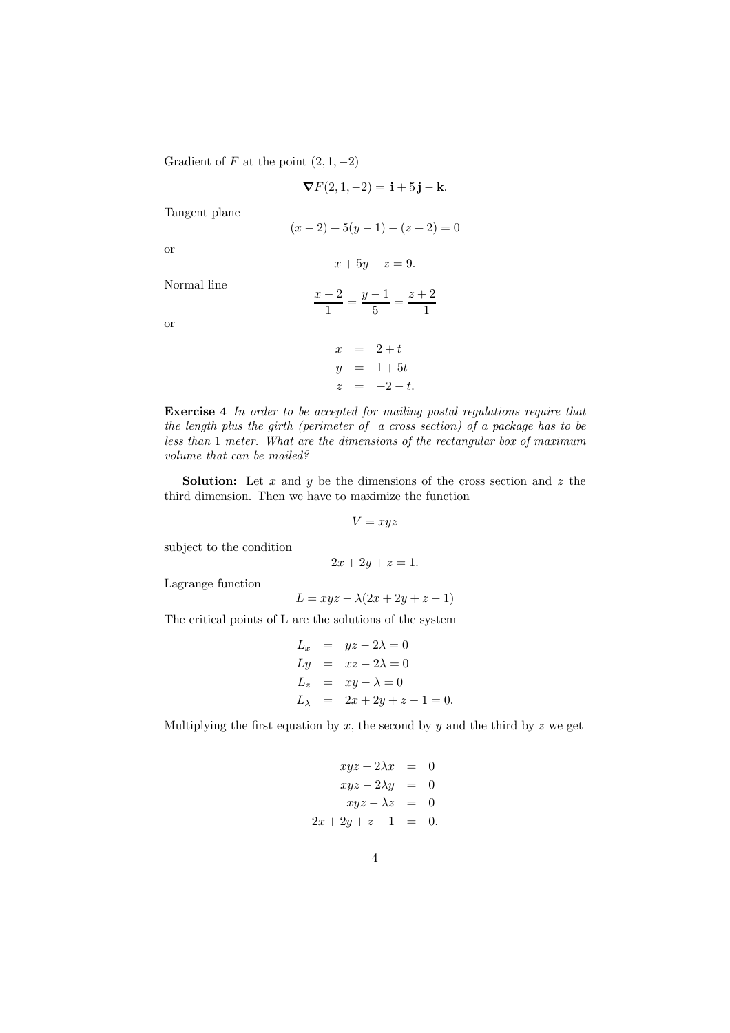Gradient of $F$ at the point $(2, 1, -2)$

$$\nabla F(2, 1, -2) = \mathbf{i} + 5\,\mathbf{j} - \mathbf{k}.$$

Tangent plane

$$(x-2) + 5(y-1) - (z+2) = 0$$

or

$$x + 5y - z = 9.$$

Normal line

$$\frac{x-2}{1} = \frac{y-1}{5} = \frac{z+2}{-1}$$

or

$$\begin{aligned} x &= 2 + t \\ y &= 1 + 5t \\ z &= -2 - t. \end{aligned}$$

**Exercise 4** *In order to be accepted for mailing postal regulations require that the length plus the girth (perimeter of a cross section) of a package has to be less than* 1 *meter. What are the dimensions of the rectangular box of maximum volume that can be mailed?*

**Solution:** Let $x$ and $y$ be the dimensions of the cross section and $z$ the third dimension. Then we have to maximize the function

$$V = xyz$$

subject to the condition

$$2x + 2y + z = 1.$$

Lagrange function

$$L = xyz - \lambda(2x + 2y + z - 1)$$

The critical points of L are the solutions of the system

$$\begin{aligned} L_x &= yz - 2\lambda = 0 \\ Ly &= xz - 2\lambda = 0 \\ L_z &= xy - \lambda = 0 \\ L_\lambda &= 2x + 2y + z - 1 = 0. \end{aligned}$$

Multiplying the first equation by $x$, the second by $y$ and the third by $z$ we get

$$\begin{aligned} xyz - 2\lambda x &= 0 \\ xyz - 2\lambda y &= 0 \\ xyz - \lambda z &= 0 \\ 2x + 2y + z - 1 &= 0. \end{aligned}$$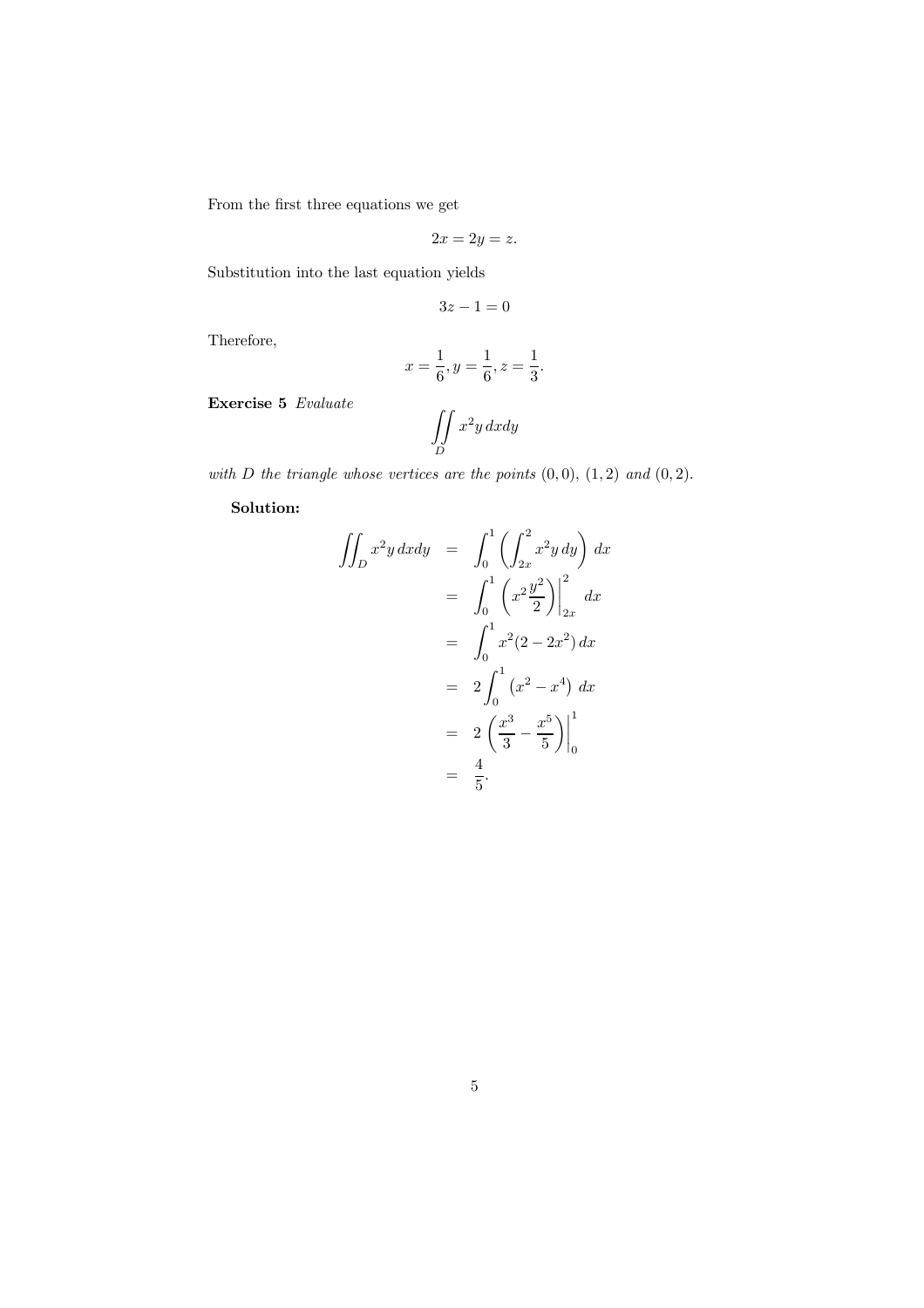From the first three equations we get

$$2x = 2y = z.$$

Substitution into the last equation yields

$$3z - 1 = 0$$

Therefore,

$$x = \frac{1}{6}, y = \frac{1}{6}, z = \frac{1}{3}.$$

**Exercise 5** *Evaluate*

$$\iint\limits_D x^2 y \, dxdy$$

*with D the triangle whose vertices are the points* $(0,0)$, $(1,2)$ *and* $(0,2)$.

**Solution:**

$$\begin{aligned}
\iint_D x^2 y \, dxdy &= \int_0^1 \left( \int_{2x}^2 x^2 y \, dy \right) dx \\
&= \int_0^1 \left( x^2 \frac{y^2}{2} \right) \Big|_{2x}^2 dx \\
&= \int_0^1 x^2 (2 - 2x^2) \, dx \\
&= 2 \int_0^1 \left( x^2 - x^4 \right) dx \\
&= 2 \left( \frac{x^3}{3} - \frac{x^5}{5} \right) \Big|_0^1 \\
&= \frac{4}{5}.
\end{aligned}$$